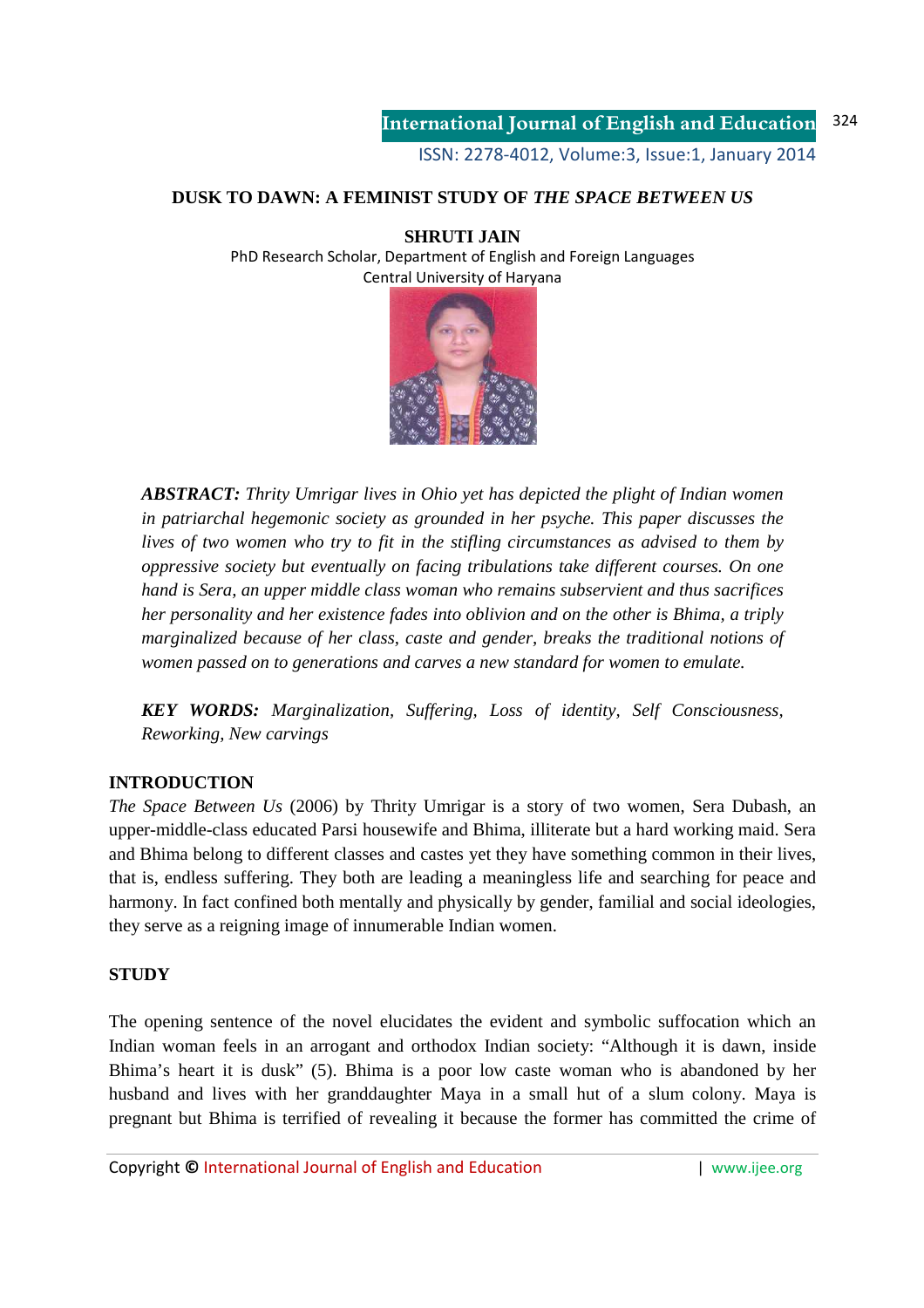# DUSK TO DAWN: A FEMINIST STUDY OF *THE SPACE BETWEEN US*

**SHRUTI JAIN**

PhD Research Scholar, Department of English and Foreign Languages
Central University of Haryana

***ABSTRACT:*** *Thrity Umrigar lives in Ohio yet has depicted the plight of Indian women in patriarchal hegemonic society as grounded in her psyche. This paper discusses the lives of two women who try to fit in the stifling circumstances as advised to them by oppressive society but eventually on facing tribulations take different courses. On one hand is Sera, an upper middle class woman who remains subservient and thus sacrifices her personality and her existence fades into oblivion and on the other is Bhima, a triply marginalized because of her class, caste and gender, breaks the traditional notions of women passed on to generations and carves a new standard for women to emulate.*

***KEY WORDS:*** *Marginalization, Suffering, Loss of identity, Self Consciousness, Reworking, New carvings*

## INTRODUCTION

*The Space Between Us* (2006) by Thrity Umrigar is a story of two women, Sera Dubash, an upper-middle-class educated Parsi housewife and Bhima, illiterate but a hard working maid. Sera and Bhima belong to different classes and castes yet they have something common in their lives, that is, endless suffering. They both are leading a meaningless life and searching for peace and harmony. In fact confined both mentally and physically by gender, familial and social ideologies, they serve as a reigning image of innumerable Indian women.

## STUDY

The opening sentence of the novel elucidates the evident and symbolic suffocation which an Indian woman feels in an arrogant and orthodox Indian society: "Although it is dawn, inside Bhima's heart it is dusk" (5). Bhima is a poor low caste woman who is abandoned by her husband and lives with her granddaughter Maya in a small hut of a slum colony. Maya is pregnant but Bhima is terrified of revealing it because the former has committed the crime of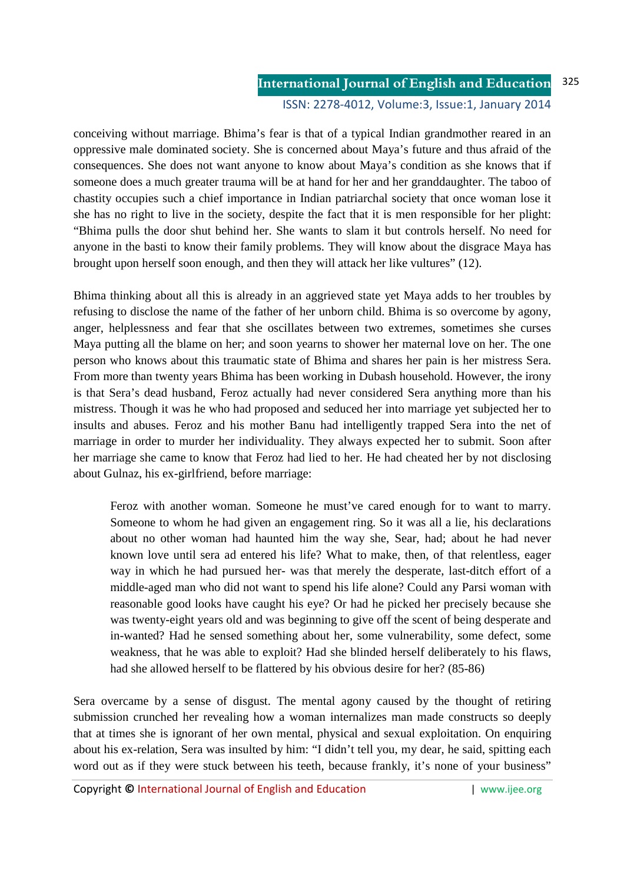conceiving without marriage. Bhima's fear is that of a typical Indian grandmother reared in an oppressive male dominated society. She is concerned about Maya's future and thus afraid of the consequences. She does not want anyone to know about Maya's condition as she knows that if someone does a much greater trauma will be at hand for her and her granddaughter. The taboo of chastity occupies such a chief importance in Indian patriarchal society that once woman lose it she has no right to live in the society, despite the fact that it is men responsible for her plight: "Bhima pulls the door shut behind her. She wants to slam it but controls herself. No need for anyone in the basti to know their family problems. They will know about the disgrace Maya has brought upon herself soon enough, and then they will attack her like vultures" (12).

Bhima thinking about all this is already in an aggrieved state yet Maya adds to her troubles by refusing to disclose the name of the father of her unborn child. Bhima is so overcome by agony, anger, helplessness and fear that she oscillates between two extremes, sometimes she curses Maya putting all the blame on her; and soon yearns to shower her maternal love on her. The one person who knows about this traumatic state of Bhima and shares her pain is her mistress Sera. From more than twenty years Bhima has been working in Dubash household. However, the irony is that Sera's dead husband, Feroz actually had never considered Sera anything more than his mistress. Though it was he who had proposed and seduced her into marriage yet subjected her to insults and abuses. Feroz and his mother Banu had intelligently trapped Sera into the net of marriage in order to murder her individuality. They always expected her to submit. Soon after her marriage she came to know that Feroz had lied to her. He had cheated her by not disclosing about Gulnaz, his ex-girlfriend, before marriage:

> Feroz with another woman. Someone he must've cared enough for to want to marry. Someone to whom he had given an engagement ring. So it was all a lie, his declarations about no other woman had haunted him the way she, Sear, had; about he had never known love until sera ad entered his life? What to make, then, of that relentless, eager way in which he had pursued her- was that merely the desperate, last-ditch effort of a middle-aged man who did not want to spend his life alone? Could any Parsi woman with reasonable good looks have caught his eye? Or had he picked her precisely because she was twenty-eight years old and was beginning to give off the scent of being desperate and in-wanted? Had he sensed something about her, some vulnerability, some defect, some weakness, that he was able to exploit? Had she blinded herself deliberately to his flaws, had she allowed herself to be flattered by his obvious desire for her? (85-86)

Sera overcame by a sense of disgust. The mental agony caused by the thought of retiring submission crunched her revealing how a woman internalizes man made constructs so deeply that at times she is ignorant of her own mental, physical and sexual exploitation. On enquiring about his ex-relation, Sera was insulted by him: "I didn't tell you, my dear, he said, spitting each word out as if they were stuck between his teeth, because frankly, it's none of your business"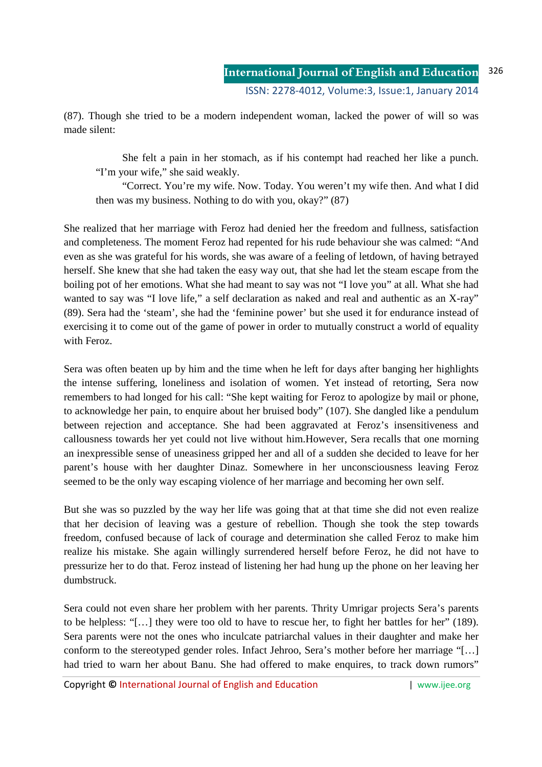(87). Though she tried to be a modern independent woman, lacked the power of will so was made silent:

> She felt a pain in her stomach, as if his contempt had reached her like a punch. "I'm your wife," she said weakly.
>
> "Correct. You're my wife. Now. Today. You weren't my wife then. And what I did then was my business. Nothing to do with you, okay?" (87)

She realized that her marriage with Feroz had denied her the freedom and fullness, satisfaction and completeness. The moment Feroz had repented for his rude behaviour she was calmed: "And even as she was grateful for his words, she was aware of a feeling of letdown, of having betrayed herself. She knew that she had taken the easy way out, that she had let the steam escape from the boiling pot of her emotions. What she had meant to say was not "I love you" at all. What she had wanted to say was "I love life," a self declaration as naked and real and authentic as an X-ray" (89). Sera had the 'steam', she had the 'feminine power' but she used it for endurance instead of exercising it to come out of the game of power in order to mutually construct a world of equality with Feroz.

Sera was often beaten up by him and the time when he left for days after banging her highlights the intense suffering, loneliness and isolation of women. Yet instead of retorting, Sera now remembers to had longed for his call: "She kept waiting for Feroz to apologize by mail or phone, to acknowledge her pain, to enquire about her bruised body" (107). She dangled like a pendulum between rejection and acceptance. She had been aggravated at Feroz's insensitiveness and callousness towards her yet could not live without him.However, Sera recalls that one morning an inexpressible sense of uneasiness gripped her and all of a sudden she decided to leave for her parent's house with her daughter Dinaz. Somewhere in her unconsciousness leaving Feroz seemed to be the only way escaping violence of her marriage and becoming her own self.

But she was so puzzled by the way her life was going that at that time she did not even realize that her decision of leaving was a gesture of rebellion. Though she took the step towards freedom, confused because of lack of courage and determination she called Feroz to make him realize his mistake. She again willingly surrendered herself before Feroz, he did not have to pressurize her to do that. Feroz instead of listening her had hung up the phone on her leaving her dumbstruck.

Sera could not even share her problem with her parents. Thrity Umrigar projects Sera's parents to be helpless: "[…] they were too old to have to rescue her, to fight her battles for her" (189). Sera parents were not the ones who inculcate patriarchal values in their daughter and make her conform to the stereotyped gender roles. Infact Jehroo, Sera's mother before her marriage "[…] had tried to warn her about Banu. She had offered to make enquires, to track down rumors"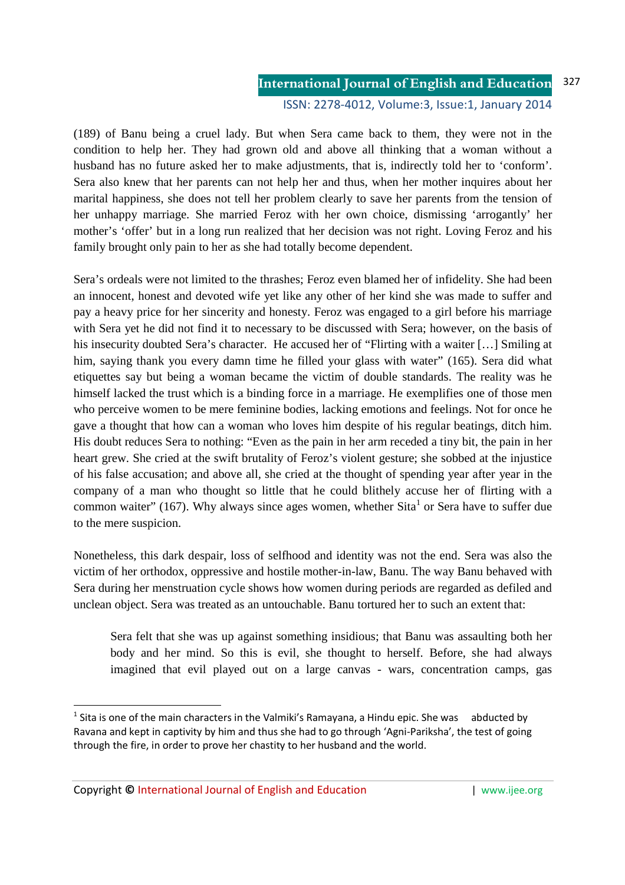(189) of Banu being a cruel lady. But when Sera came back to them, they were not in the condition to help her. They had grown old and above all thinking that a woman without a husband has no future asked her to make adjustments, that is, indirectly told her to 'conform'. Sera also knew that her parents can not help her and thus, when her mother inquires about her marital happiness, she does not tell her problem clearly to save her parents from the tension of her unhappy marriage. She married Feroz with her own choice, dismissing 'arrogantly' her mother's 'offer' but in a long run realized that her decision was not right. Loving Feroz and his family brought only pain to her as she had totally become dependent.

Sera's ordeals were not limited to the thrashes; Feroz even blamed her of infidelity. She had been an innocent, honest and devoted wife yet like any other of her kind she was made to suffer and pay a heavy price for her sincerity and honesty. Feroz was engaged to a girl before his marriage with Sera yet he did not find it to necessary to be discussed with Sera; however, on the basis of his insecurity doubted Sera's character. He accused her of "Flirting with a waiter […] Smiling at him, saying thank you every damn time he filled your glass with water" (165). Sera did what etiquettes say but being a woman became the victim of double standards. The reality was he himself lacked the trust which is a binding force in a marriage. He exemplifies one of those men who perceive women to be mere feminine bodies, lacking emotions and feelings. Not for once he gave a thought that how can a woman who loves him despite of his regular beatings, ditch him. His doubt reduces Sera to nothing: "Even as the pain in her arm receded a tiny bit, the pain in her heart grew. She cried at the swift brutality of Feroz's violent gesture; she sobbed at the injustice of his false accusation; and above all, she cried at the thought of spending year after year in the company of a man who thought so little that he could blithely accuse her of flirting with a common waiter" (167). Why always since ages women, whether Sita[1] or Sera have to suffer due to the mere suspicion.

Nonetheless, this dark despair, loss of selfhood and identity was not the end. Sera was also the victim of her orthodox, oppressive and hostile mother-in-law, Banu. The way Banu behaved with Sera during her menstruation cycle shows how women during periods are regarded as defiled and unclean object. Sera was treated as an untouchable. Banu tortured her to such an extent that:

> Sera felt that she was up against something insidious; that Banu was assaulting both her body and her mind. So this is evil, she thought to herself. Before, she had always imagined that evil played out on a large canvas - wars, concentration camps, gas

[1] Sita is one of the main characters in the Valmiki's Ramayana, a Hindu epic. She was abducted by Ravana and kept in captivity by him and thus she had to go through 'Agni-Pariksha', the test of going through the fire, in order to prove her chastity to her husband and the world.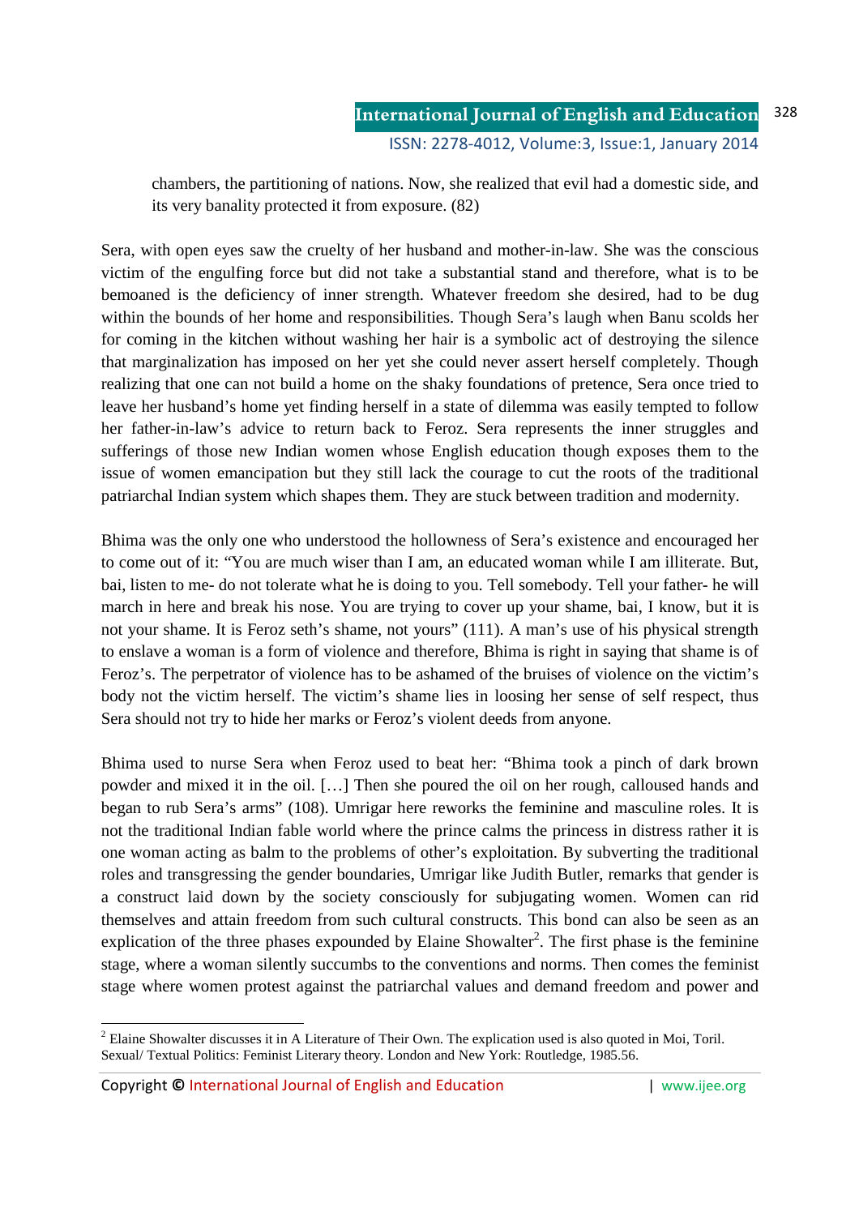> chambers, the partitioning of nations. Now, she realized that evil had a domestic side, and its very banality protected it from exposure. (82)

Sera, with open eyes saw the cruelty of her husband and mother-in-law. She was the conscious victim of the engulfing force but did not take a substantial stand and therefore, what is to be bemoaned is the deficiency of inner strength. Whatever freedom she desired, had to be dug within the bounds of her home and responsibilities. Though Sera's laugh when Banu scolds her for coming in the kitchen without washing her hair is a symbolic act of destroying the silence that marginalization has imposed on her yet she could never assert herself completely. Though realizing that one can not build a home on the shaky foundations of pretence, Sera once tried to leave her husband's home yet finding herself in a state of dilemma was easily tempted to follow her father-in-law's advice to return back to Feroz. Sera represents the inner struggles and sufferings of those new Indian women whose English education though exposes them to the issue of women emancipation but they still lack the courage to cut the roots of the traditional patriarchal Indian system which shapes them. They are stuck between tradition and modernity.

Bhima was the only one who understood the hollowness of Sera's existence and encouraged her to come out of it: "You are much wiser than I am, an educated woman while I am illiterate. But, bai, listen to me- do not tolerate what he is doing to you. Tell somebody. Tell your father- he will march in here and break his nose. You are trying to cover up your shame, bai, I know, but it is not your shame. It is Feroz seth's shame, not yours" (111). A man's use of his physical strength to enslave a woman is a form of violence and therefore, Bhima is right in saying that shame is of Feroz's. The perpetrator of violence has to be ashamed of the bruises of violence on the victim's body not the victim herself. The victim's shame lies in loosing her sense of self respect, thus Sera should not try to hide her marks or Feroz's violent deeds from anyone.

Bhima used to nurse Sera when Feroz used to beat her: "Bhima took a pinch of dark brown powder and mixed it in the oil. […] Then she poured the oil on her rough, calloused hands and began to rub Sera's arms" (108). Umrigar here reworks the feminine and masculine roles. It is not the traditional Indian fable world where the prince calms the princess in distress rather it is one woman acting as balm to the problems of other's exploitation. By subverting the traditional roles and transgressing the gender boundaries, Umrigar like Judith Butler, remarks that gender is a construct laid down by the society consciously for subjugating women. Women can rid themselves and attain freedom from such cultural constructs. This bond can also be seen as an explication of the three phases expounded by Elaine Showalter[2]. The first phase is the feminine stage, where a woman silently succumbs to the conventions and norms. Then comes the feminist stage where women protest against the patriarchal values and demand freedom and power and

---

[2] Elaine Showalter discusses it in A Literature of Their Own. The explication used is also quoted in Moi, Toril. Sexual/ Textual Politics: Feminist Literary theory. London and New York: Routledge, 1985.56.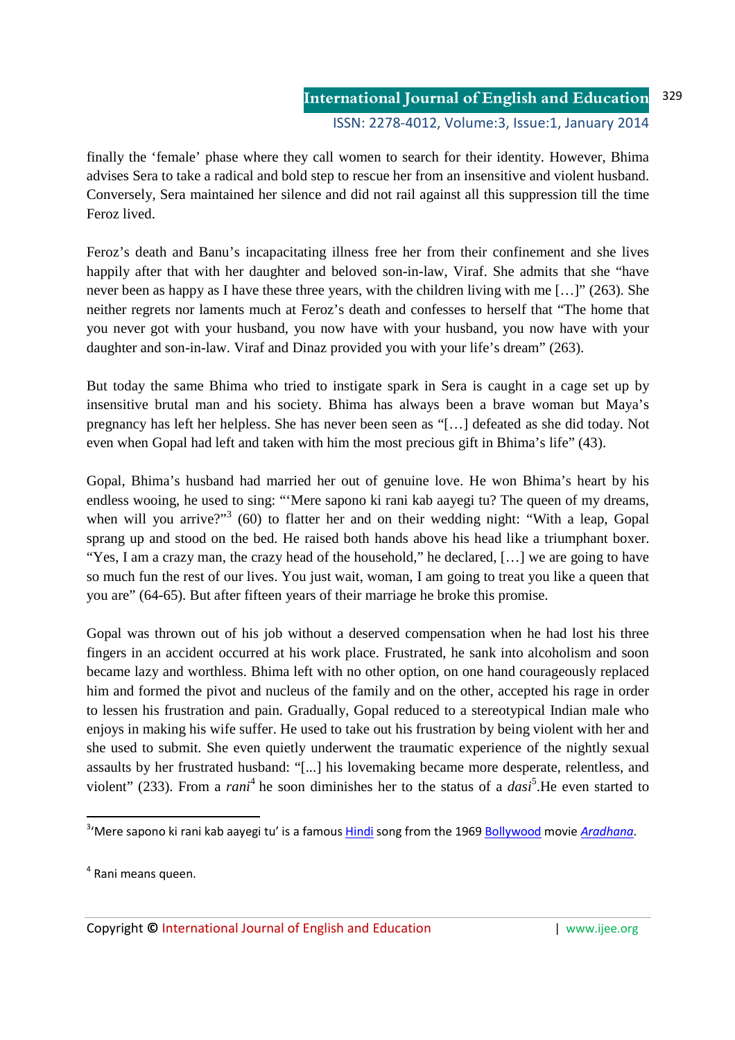finally the 'female' phase where they call women to search for their identity. However, Bhima advises Sera to take a radical and bold step to rescue her from an insensitive and violent husband. Conversely, Sera maintained her silence and did not rail against all this suppression till the time Feroz lived.

Feroz's death and Banu's incapacitating illness free her from their confinement and she lives happily after that with her daughter and beloved son-in-law, Viraf. She admits that she "have never been as happy as I have these three years, with the children living with me […]" (263). She neither regrets nor laments much at Feroz's death and confesses to herself that "The home that you never got with your husband, you now have with your husband, you now have with your daughter and son-in-law. Viraf and Dinaz provided you with your life's dream" (263).

But today the same Bhima who tried to instigate spark in Sera is caught in a cage set up by insensitive brutal man and his society. Bhima has always been a brave woman but Maya's pregnancy has left her helpless. She has never been seen as "[…] defeated as she did today. Not even when Gopal had left and taken with him the most precious gift in Bhima's life" (43).

Gopal, Bhima's husband had married her out of genuine love. He won Bhima's heart by his endless wooing, he used to sing: "'Mere sapono ki rani kab aayegi tu? The queen of my dreams, when will you arrive?"[3] (60) to flatter her and on their wedding night: "With a leap, Gopal sprang up and stood on the bed. He raised both hands above his head like a triumphant boxer. "Yes, I am a crazy man, the crazy head of the household," he declared, […] we are going to have so much fun the rest of our lives. You just wait, woman, I am going to treat you like a queen that you are" (64-65). But after fifteen years of their marriage he broke this promise.

Gopal was thrown out of his job without a deserved compensation when he had lost his three fingers in an accident occurred at his work place. Frustrated, he sank into alcoholism and soon became lazy and worthless. Bhima left with no other option, on one hand courageously replaced him and formed the pivot and nucleus of the family and on the other, accepted his rage in order to lessen his frustration and pain. Gradually, Gopal reduced to a stereotypical Indian male who enjoys in making his wife suffer. He used to take out his frustration by being violent with her and she used to submit. She even quietly underwent the traumatic experience of the nightly sexual assaults by her frustrated husband: "[...] his lovemaking became more desperate, relentless, and violent" (233). From a *rani*[4] he soon diminishes her to the status of a *dasi*[5].He even started to

---

[3] 'Mere sapono ki rani kab aayegi tu' is a famous Hindi song from the 1969 Bollywood movie *Aradhana*.

[4] Rani means queen.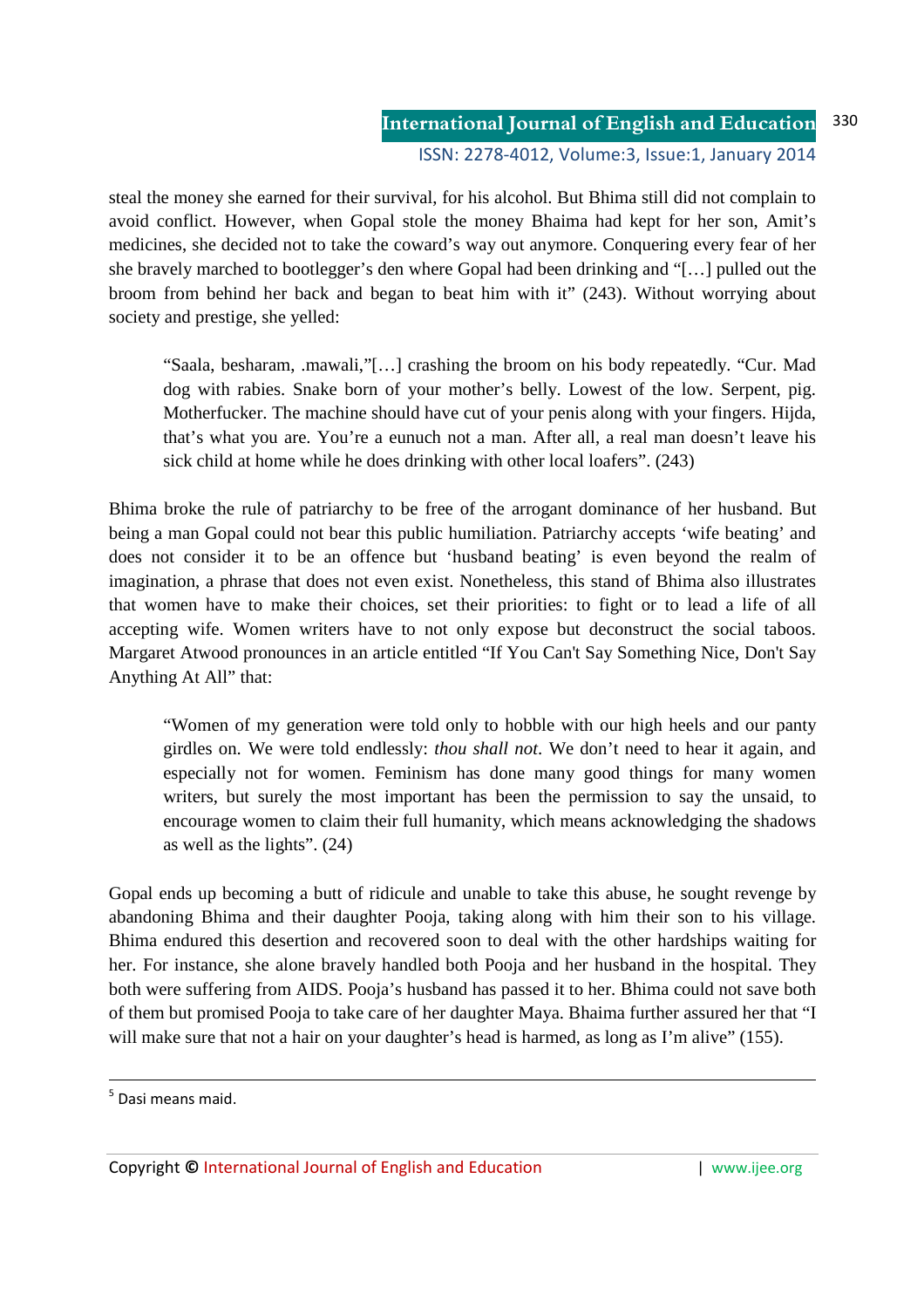steal the money she earned for their survival, for his alcohol. But Bhima still did not complain to avoid conflict. However, when Gopal stole the money Bhaima had kept for her son, Amit's medicines, she decided not to take the coward's way out anymore. Conquering every fear of her she bravely marched to bootlegger's den where Gopal had been drinking and "[…] pulled out the broom from behind her back and began to beat him with it" (243). Without worrying about society and prestige, she yelled:

> "Saala, besharam, .mawali,"[…] crashing the broom on his body repeatedly. "Cur. Mad dog with rabies. Snake born of your mother's belly. Lowest of the low. Serpent, pig. Motherfucker. The machine should have cut of your penis along with your fingers. Hijda, that's what you are. You're a eunuch not a man. After all, a real man doesn't leave his sick child at home while he does drinking with other local loafers". (243)

Bhima broke the rule of patriarchy to be free of the arrogant dominance of her husband. But being a man Gopal could not bear this public humiliation. Patriarchy accepts 'wife beating' and does not consider it to be an offence but 'husband beating' is even beyond the realm of imagination, a phrase that does not even exist. Nonetheless, this stand of Bhima also illustrates that women have to make their choices, set their priorities: to fight or to lead a life of all accepting wife. Women writers have to not only expose but deconstruct the social taboos. Margaret Atwood pronounces in an article entitled "If You Can't Say Something Nice, Don't Say Anything At All" that:

> "Women of my generation were told only to hobble with our high heels and our panty girdles on. We were told endlessly: *thou shall not*. We don't need to hear it again, and especially not for women. Feminism has done many good things for many women writers, but surely the most important has been the permission to say the unsaid, to encourage women to claim their full humanity, which means acknowledging the shadows as well as the lights". (24)

Gopal ends up becoming a butt of ridicule and unable to take this abuse, he sought revenge by abandoning Bhima and their daughter Pooja, taking along with him their son to his village. Bhima endured this desertion and recovered soon to deal with the other hardships waiting for her. For instance, she alone bravely handled both Pooja and her husband in the hospital. They both were suffering from AIDS. Pooja's husband has passed it to her. Bhima could not save both of them but promised Pooja to take care of her daughter Maya. Bhaima further assured her that "I will make sure that not a hair on your daughter's head is harmed, as long as I'm alive" (155).

---

[5] Dasi means maid.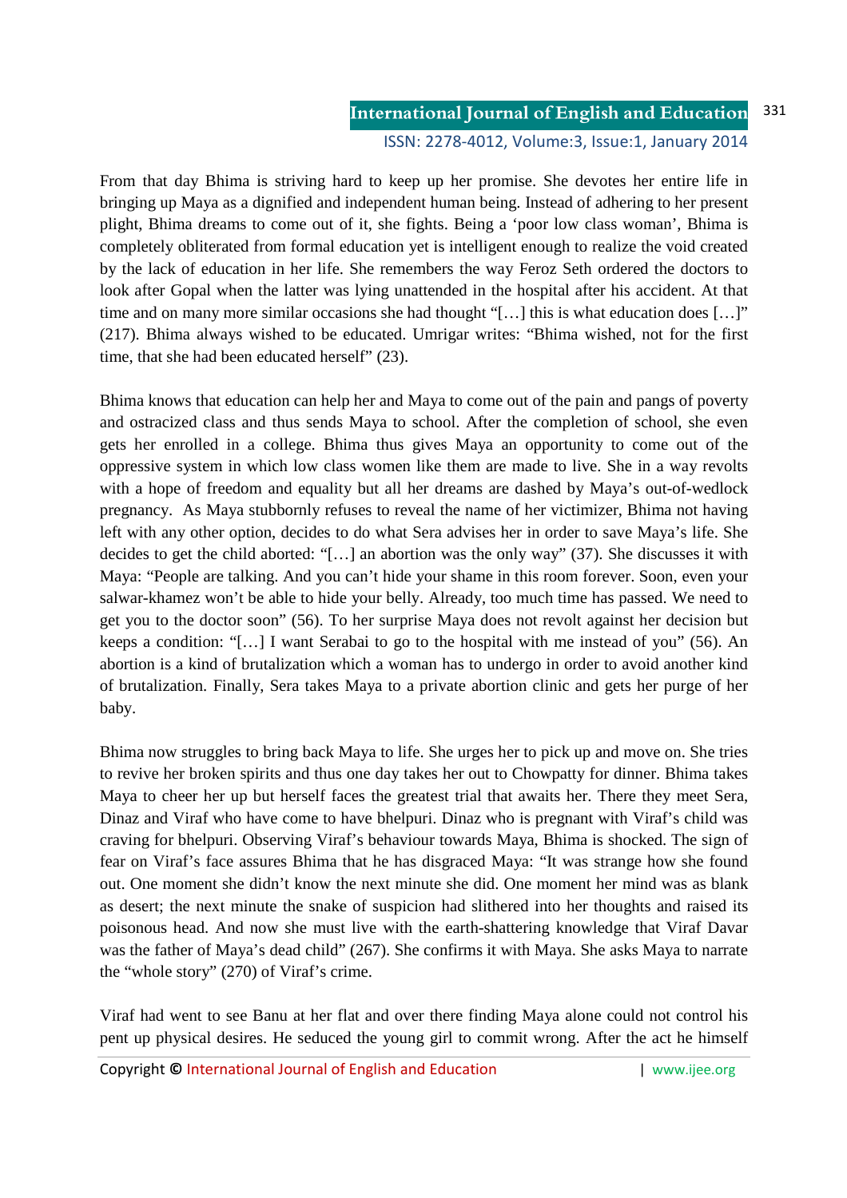From that day Bhima is striving hard to keep up her promise. She devotes her entire life in bringing up Maya as a dignified and independent human being. Instead of adhering to her present plight, Bhima dreams to come out of it, she fights. Being a 'poor low class woman', Bhima is completely obliterated from formal education yet is intelligent enough to realize the void created by the lack of education in her life. She remembers the way Feroz Seth ordered the doctors to look after Gopal when the latter was lying unattended in the hospital after his accident. At that time and on many more similar occasions she had thought "[…] this is what education does […]" (217). Bhima always wished to be educated. Umrigar writes: "Bhima wished, not for the first time, that she had been educated herself" (23).

Bhima knows that education can help her and Maya to come out of the pain and pangs of poverty and ostracized class and thus sends Maya to school. After the completion of school, she even gets her enrolled in a college. Bhima thus gives Maya an opportunity to come out of the oppressive system in which low class women like them are made to live. She in a way revolts with a hope of freedom and equality but all her dreams are dashed by Maya's out-of-wedlock pregnancy. As Maya stubbornly refuses to reveal the name of her victimizer, Bhima not having left with any other option, decides to do what Sera advises her in order to save Maya's life. She decides to get the child aborted: "[…] an abortion was the only way" (37). She discusses it with Maya: "People are talking. And you can't hide your shame in this room forever. Soon, even your salwar-khamez won't be able to hide your belly. Already, too much time has passed. We need to get you to the doctor soon" (56). To her surprise Maya does not revolt against her decision but keeps a condition: "[…] I want Serabai to go to the hospital with me instead of you" (56). An abortion is a kind of brutalization which a woman has to undergo in order to avoid another kind of brutalization. Finally, Sera takes Maya to a private abortion clinic and gets her purge of her baby.

Bhima now struggles to bring back Maya to life. She urges her to pick up and move on. She tries to revive her broken spirits and thus one day takes her out to Chowpatty for dinner. Bhima takes Maya to cheer her up but herself faces the greatest trial that awaits her. There they meet Sera, Dinaz and Viraf who have come to have bhelpuri. Dinaz who is pregnant with Viraf's child was craving for bhelpuri. Observing Viraf's behaviour towards Maya, Bhima is shocked. The sign of fear on Viraf's face assures Bhima that he has disgraced Maya: "It was strange how she found out. One moment she didn't know the next minute she did. One moment her mind was as blank as desert; the next minute the snake of suspicion had slithered into her thoughts and raised its poisonous head. And now she must live with the earth-shattering knowledge that Viraf Davar was the father of Maya's dead child" (267). She confirms it with Maya. She asks Maya to narrate the "whole story" (270) of Viraf's crime.

Viraf had went to see Banu at her flat and over there finding Maya alone could not control his pent up physical desires. He seduced the young girl to commit wrong. After the act he himself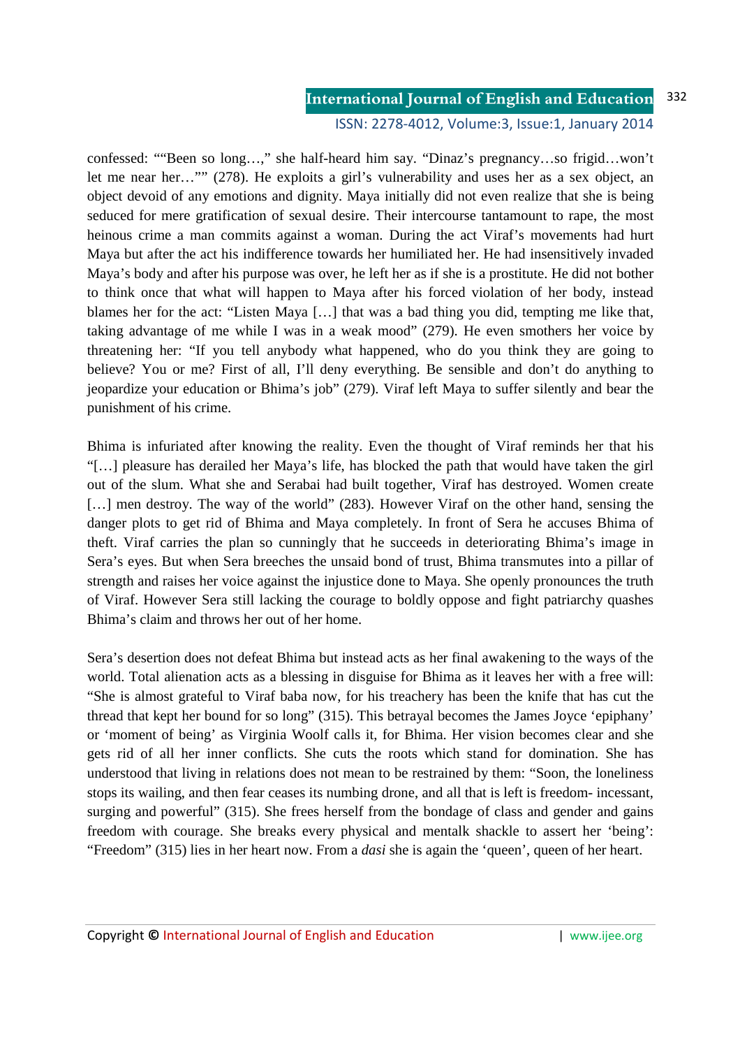confessed: ""Been so long…," she half-heard him say. "Dinaz's pregnancy…so frigid…won't let me near her…"" (278). He exploits a girl's vulnerability and uses her as a sex object, an object devoid of any emotions and dignity. Maya initially did not even realize that she is being seduced for mere gratification of sexual desire. Their intercourse tantamount to rape, the most heinous crime a man commits against a woman. During the act Viraf's movements had hurt Maya but after the act his indifference towards her humiliated her. He had insensitively invaded Maya's body and after his purpose was over, he left her as if she is a prostitute. He did not bother to think once that what will happen to Maya after his forced violation of her body, instead blames her for the act: "Listen Maya […] that was a bad thing you did, tempting me like that, taking advantage of me while I was in a weak mood" (279). He even smothers her voice by threatening her: "If you tell anybody what happened, who do you think they are going to believe? You or me? First of all, I'll deny everything. Be sensible and don't do anything to jeopardize your education or Bhima's job" (279). Viraf left Maya to suffer silently and bear the punishment of his crime.

Bhima is infuriated after knowing the reality. Even the thought of Viraf reminds her that his "[…] pleasure has derailed her Maya's life, has blocked the path that would have taken the girl out of the slum. What she and Serabai had built together, Viraf has destroyed. Women create […] men destroy. The way of the world" (283). However Viraf on the other hand, sensing the danger plots to get rid of Bhima and Maya completely. In front of Sera he accuses Bhima of theft. Viraf carries the plan so cunningly that he succeeds in deteriorating Bhima's image in Sera's eyes. But when Sera breeches the unsaid bond of trust, Bhima transmutes into a pillar of strength and raises her voice against the injustice done to Maya. She openly pronounces the truth of Viraf. However Sera still lacking the courage to boldly oppose and fight patriarchy quashes Bhima's claim and throws her out of her home.

Sera's desertion does not defeat Bhima but instead acts as her final awakening to the ways of the world. Total alienation acts as a blessing in disguise for Bhima as it leaves her with a free will: "She is almost grateful to Viraf baba now, for his treachery has been the knife that has cut the thread that kept her bound for so long" (315). This betrayal becomes the James Joyce 'epiphany' or 'moment of being' as Virginia Woolf calls it, for Bhima. Her vision becomes clear and she gets rid of all her inner conflicts. She cuts the roots which stand for domination. She has understood that living in relations does not mean to be restrained by them: "Soon, the loneliness stops its wailing, and then fear ceases its numbing drone, and all that is left is freedom- incessant, surging and powerful" (315). She frees herself from the bondage of class and gender and gains freedom with courage. She breaks every physical and mentalk shackle to assert her 'being': "Freedom" (315) lies in her heart now. From a *dasi* she is again the 'queen', queen of her heart.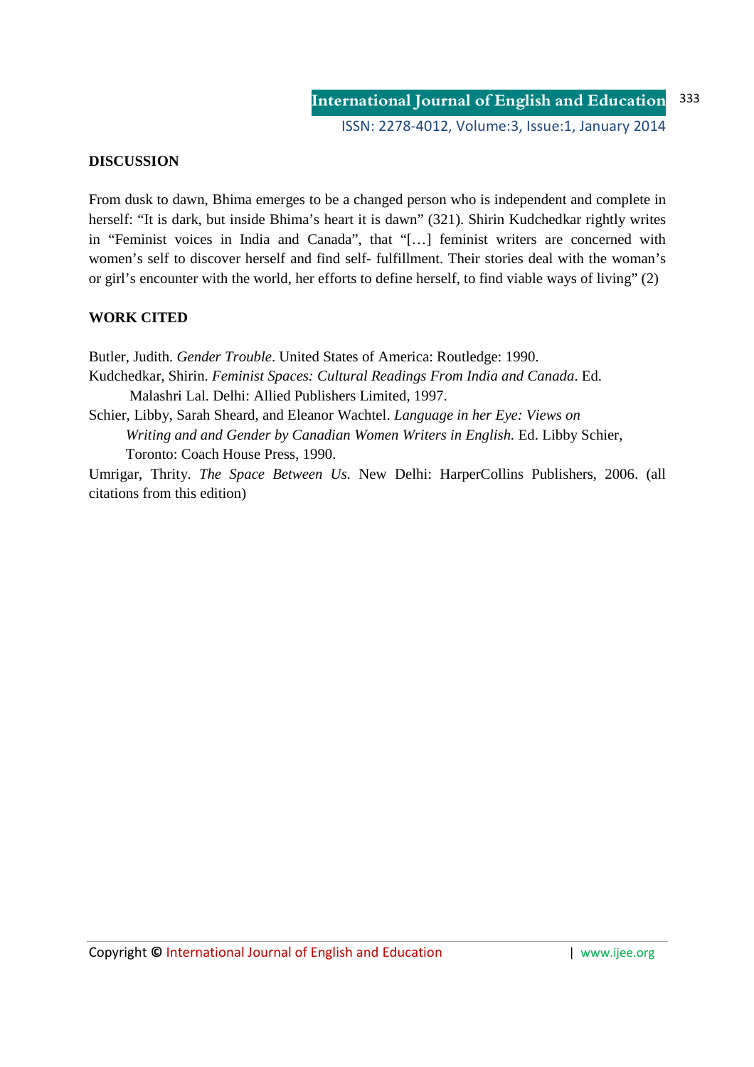## DISCUSSION

From dusk to dawn, Bhima emerges to be a changed person who is independent and complete in herself: "It is dark, but inside Bhima's heart it is dawn" (321). Shirin Kudchedkar rightly writes in "Feminist voices in India and Canada", that "[…] feminist writers are concerned with women's self to discover herself and find self- fulfillment. Their stories deal with the woman's or girl's encounter with the world, her efforts to define herself, to find viable ways of living" (2)

## WORK CITED

Butler, Judith. *Gender Trouble*. United States of America: Routledge: 1990.

Kudchedkar, Shirin. *Feminist Spaces: Cultural Readings From India and Canada*. Ed. Malashri Lal. Delhi: Allied Publishers Limited, 1997.

Schier, Libby, Sarah Sheard, and Eleanor Wachtel. *Language in her Eye: Views on Writing and and Gender by Canadian Women Writers in English.* Ed. Libby Schier, Toronto: Coach House Press, 1990.

Umrigar, Thrity. *The Space Between Us.* New Delhi: HarperCollins Publishers, 2006. (all citations from this edition)